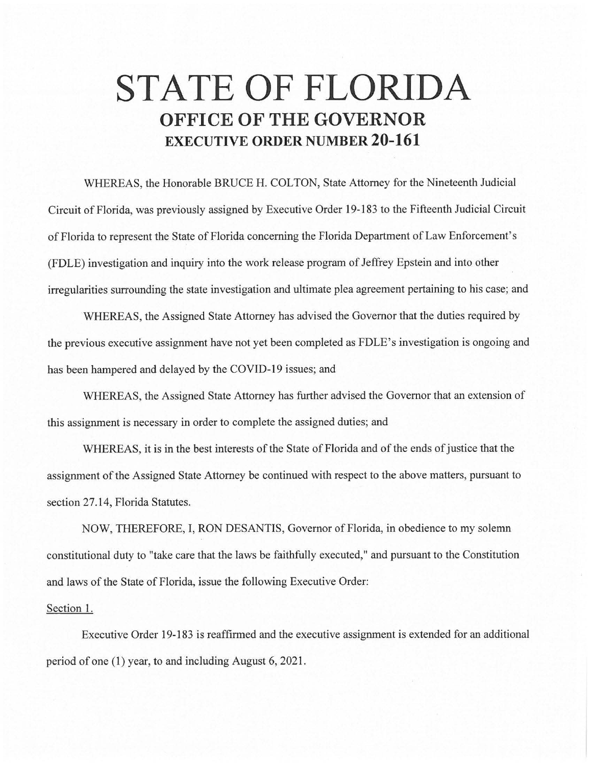# STATE OF FLORIDA

## OFFICE OF THE GOVERNOR

### EXECUTIVE ORDER NUMBER 20-161

WHEREAS, the Honorable BRUCE H. COLTON, State Attorney for the Nineteenth Judicial Circuit of Florida, was previously assigned by Executive Order 19-183 to the Fifteenth Judicial Circuit of Florida to represent the State of Florida concerning the Florida Department of Law Enforcement's (FDLE) investigation and inquiry into the work release program of Jeffrey Epstein and into other irregularities surrounding the state investigation and ultimate plea agreement pertaining to his case; and

WHEREAS, the Assigned State Attorney has advised the Governor that the duties required by the previous executive assignment have not yet been completed as FDLE's investigation is ongoing and has been hampered and delayed by the COVID-19 issues; and

WHEREAS, the Assigned State Attorney has further advised the Governor that an extension of this assignment is necessary in order to complete the assigned duties; and

WHEREAS, it is in the best interests of the State of Florida and of the ends of justice that the assignment of the Assigned State Attorney be continued with respect to the above matters, pursuant to section 27.14, Florida Statutes.

NOW, THEREFORE, I, RON DESANTIS, Governor of Florida, in obedience to my solemn constitutional duty to "take care that the laws be faithfully executed," and pursuant to the Constitution and laws of the State of Florida, issue the following Executive Order:

Section 1.

Executive Order 19-183 is reaffirmed and the executive assignment is extended for an additional period of one (1) year, to and including August 6, 2021.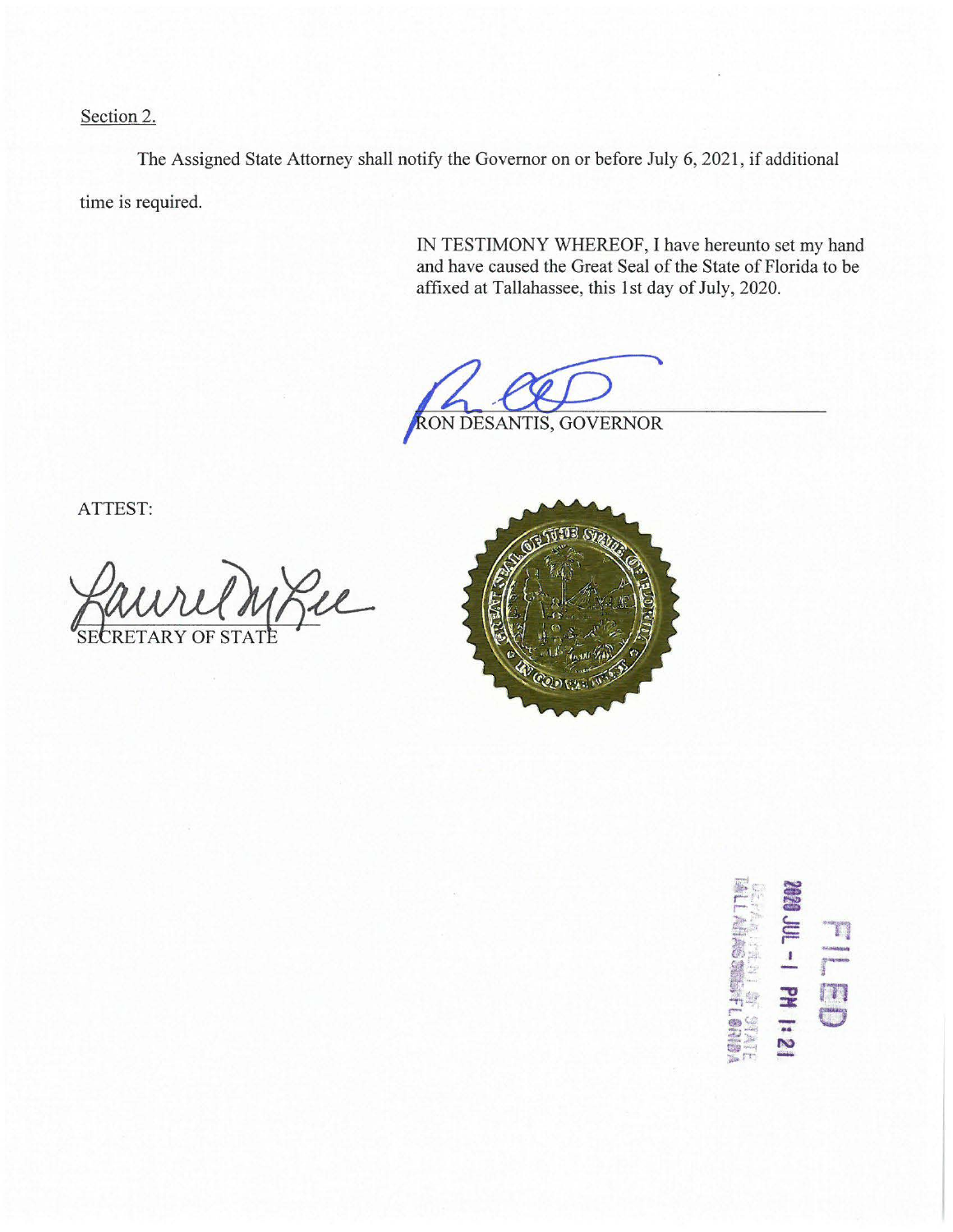Section 2.

The Assigned State Attorney shall notify the Governor on or before July 6, 2021, if additional time is required.

IN TESTIMONY WHEREOF, I have hereunto set my hand and have caused the Great Seal of the State of Florida to be affixed at Tallahassee, this 1st day of July, 2020.

RON DESANTIS, GOVERNOR

ATTEST:

SECRETARY OF STATE

FILED

2020 JUL -1 PM 1:21

DEPARTMENT OF STATE
TALLAHASSEE, FLORIDA